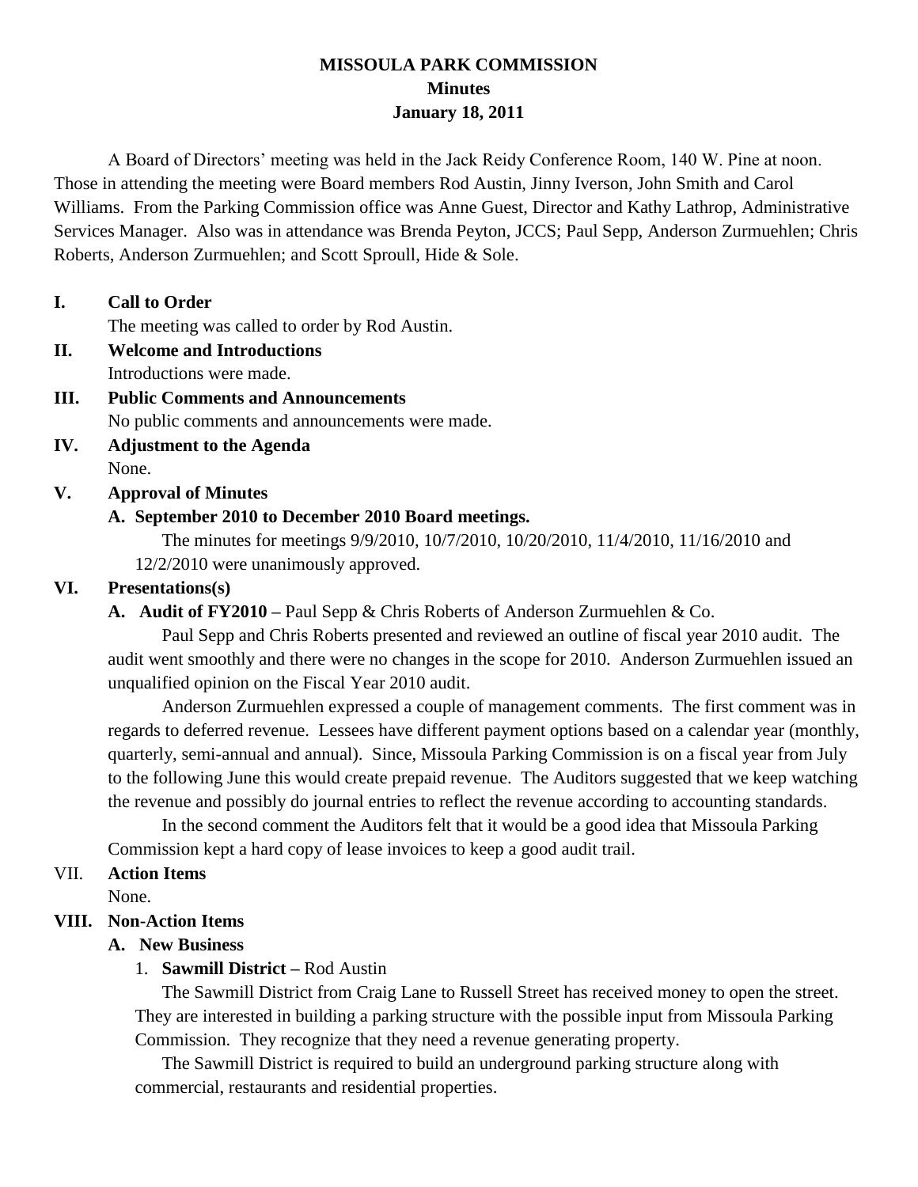# MISSOULA PARK COMMISSION
## Minutes
## January 18, 2011

A Board of Directors' meeting was held in the Jack Reidy Conference Room, 140 W. Pine at noon. Those in attending the meeting were Board members Rod Austin, Jinny Iverson, John Smith and Carol Williams. From the Parking Commission office was Anne Guest, Director and Kathy Lathrop, Administrative Services Manager. Also was in attendance was Brenda Peyton, JCCS; Paul Sepp, Anderson Zurmuehlen; Chris Roberts, Anderson Zurmuehlen; and Scott Sproull, Hide & Sole.

**I. Call to Order**

The meeting was called to order by Rod Austin.

**II. Welcome and Introductions**

Introductions were made.

**III. Public Comments and Announcements**

No public comments and announcements were made.

**IV. Adjustment to the Agenda**

None.

**V. Approval of Minutes**

**A. September 2010 to December 2010 Board meetings.**

The minutes for meetings 9/9/2010, 10/7/2010, 10/20/2010, 11/4/2010, 11/16/2010 and 12/2/2010 were unanimously approved.

**VI. Presentations(s)**

**A. Audit of FY2010 –** Paul Sepp & Chris Roberts of Anderson Zurmuehlen & Co.

Paul Sepp and Chris Roberts presented and reviewed an outline of fiscal year 2010 audit. The audit went smoothly and there were no changes in the scope for 2010. Anderson Zurmuehlen issued an unqualified opinion on the Fiscal Year 2010 audit.

Anderson Zurmuehlen expressed a couple of management comments. The first comment was in regards to deferred revenue. Lessees have different payment options based on a calendar year (monthly, quarterly, semi-annual and annual). Since, Missoula Parking Commission is on a fiscal year from July to the following June this would create prepaid revenue. The Auditors suggested that we keep watching the revenue and possibly do journal entries to reflect the revenue according to accounting standards.

In the second comment the Auditors felt that it would be a good idea that Missoula Parking Commission kept a hard copy of lease invoices to keep a good audit trail.

VII. **Action Items**

None.

**VIII. Non-Action Items**

**A. New Business**

1. **Sawmill District –** Rod Austin

The Sawmill District from Craig Lane to Russell Street has received money to open the street. They are interested in building a parking structure with the possible input from Missoula Parking Commission. They recognize that they need a revenue generating property.

The Sawmill District is required to build an underground parking structure along with commercial, restaurants and residential properties.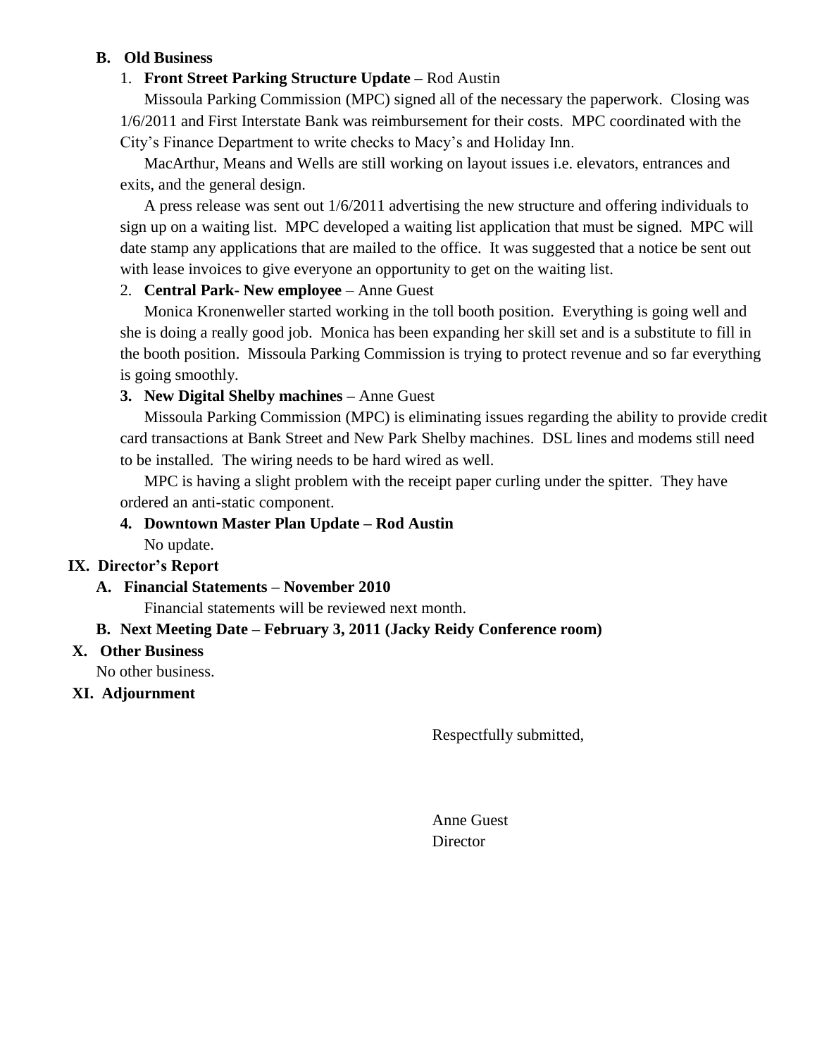### B. Old Business

1. **Front Street Parking Structure Update –** Rod Austin

   Missoula Parking Commission (MPC) signed all of the necessary the paperwork. Closing was 1/6/2011 and First Interstate Bank was reimbursement for their costs. MPC coordinated with the City's Finance Department to write checks to Macy's and Holiday Inn.

   MacArthur, Means and Wells are still working on layout issues i.e. elevators, entrances and exits, and the general design.

   A press release was sent out 1/6/2011 advertising the new structure and offering individuals to sign up on a waiting list. MPC developed a waiting list application that must be signed. MPC will date stamp any applications that are mailed to the office. It was suggested that a notice be sent out with lease invoices to give everyone an opportunity to get on the waiting list.

2. **Central Park- New employee** – Anne Guest

   Monica Kronenweller started working in the toll booth position. Everything is going well and she is doing a really good job. Monica has been expanding her skill set and is a substitute to fill in the booth position. Missoula Parking Commission is trying to protect revenue and so far everything is going smoothly.

3. **New Digital Shelby machines –** Anne Guest

   Missoula Parking Commission (MPC) is eliminating issues regarding the ability to provide credit card transactions at Bank Street and New Park Shelby machines. DSL lines and modems still need to be installed. The wiring needs to be hard wired as well.

   MPC is having a slight problem with the receipt paper curling under the spitter. They have ordered an anti-static component.

4. **Downtown Master Plan Update – Rod Austin**

   No update.

## IX. Director's Report

### A. Financial Statements – November 2010

Financial statements will be reviewed next month.

### B. Next Meeting Date – February 3, 2011 (Jacky Reidy Conference room)

## X. Other Business

No other business.

## XI. Adjournment

Respectfully submitted,

Anne Guest
Director